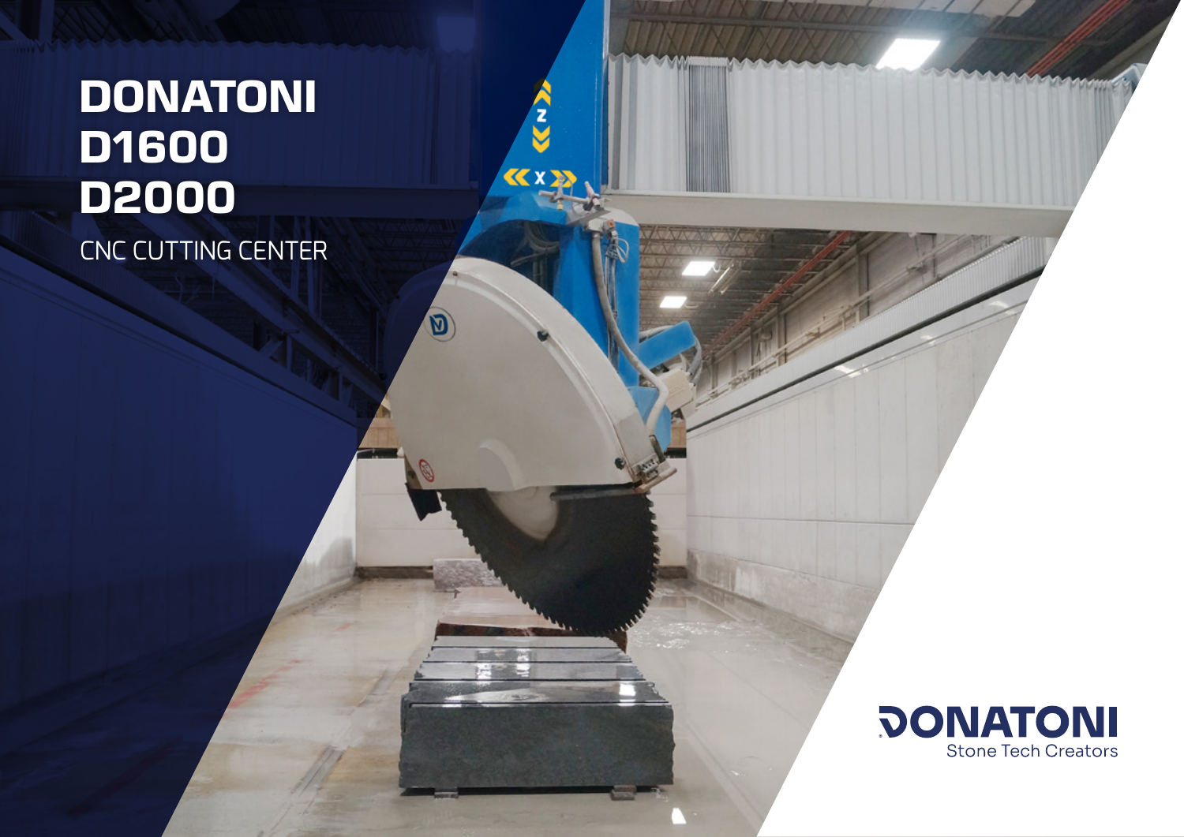# DONATONI D1600 D2000

CNC CUTTING CENTER

DONATONI

Stone Tech Creators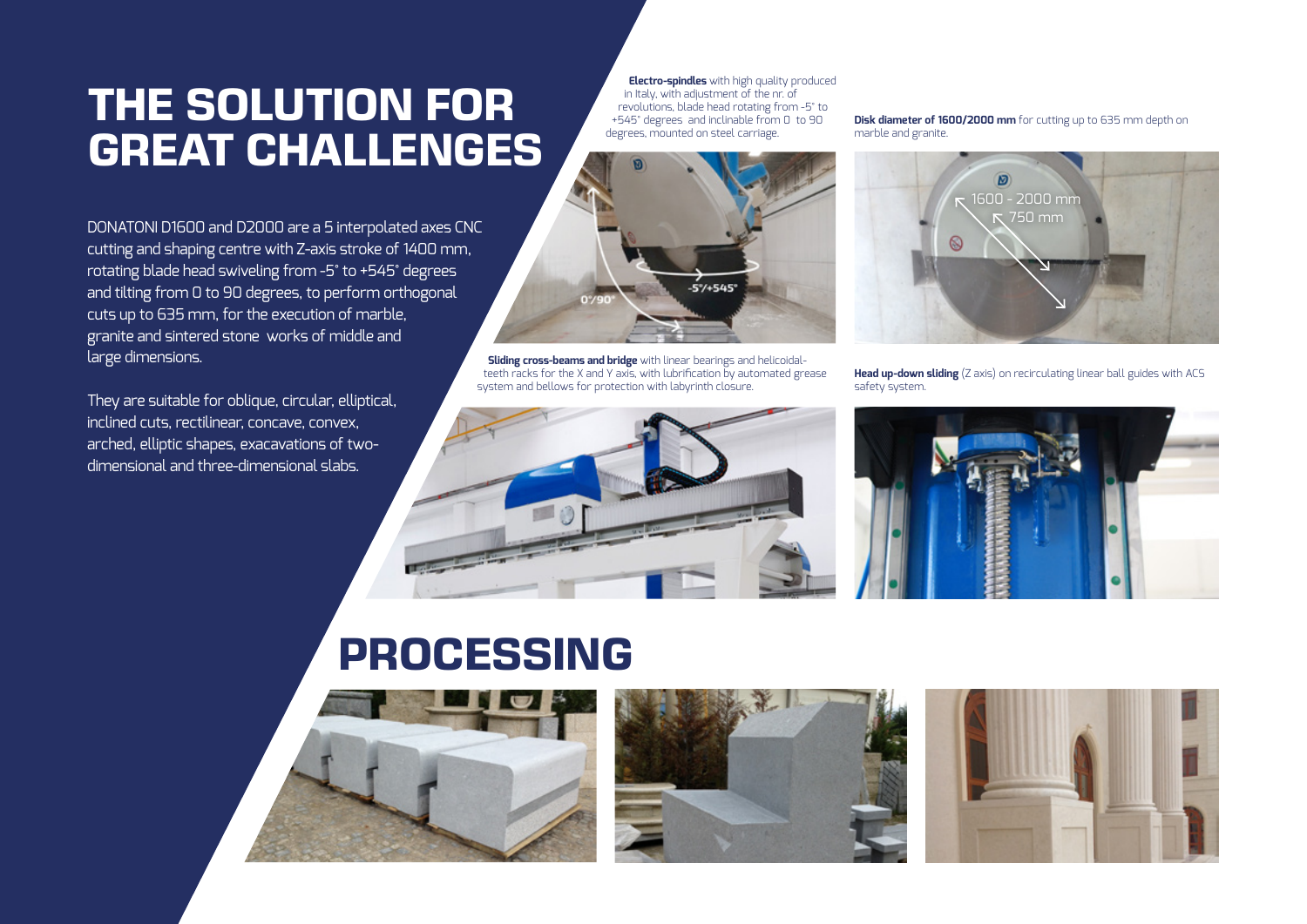# THE SOLUTION FOR GREAT CHALLENGES

DONATONI D1600 and D2000 are a 5 interpolated axes CNC cutting and shaping centre with Z-axis stroke of 1400 mm, rotating blade head swiveling from -5° to +545° degrees and tilting from 0 to 90 degrees, to perform orthogonal cuts up to 635 mm, for the execution of marble, granite and sintered stone works of middle and large dimensions.

They are suitable for oblique, circular, elliptical, inclined cuts, rectilinear, concave, convex, arched, elliptic shapes, exacavations of two-dimensional and three-dimensional slabs.

**Electro-spindles** with high quality produced in Italy, with adjustment of the nr. of revolutions, blade head rotating from -5° to +545° degrees and inclinable from 0 to 90 degrees, mounted on steel carriage.

0°/90°

-5°/+545°

**Disk diameter of 1600/2000 mm** for cutting up to 635 mm depth on marble and granite.

1600 - 2000 mm

750 mm

**Sliding cross-beams and bridge** with linear bearings and helicoidal-teeth racks for the X and Y axis, with lubrification by automated grease system and bellows for protection with labyrinth closure.

**Head up-down sliding** (Z axis) on recirculating linear ball guides with ACS safety system.

# PROCESSING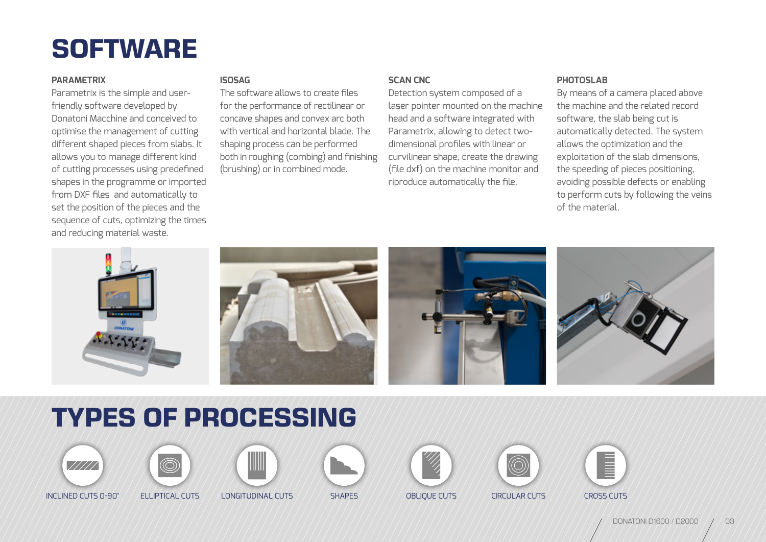# SOFTWARE

### PARAMETRIX

Parametrix is the simple and user-friendly software developed by Donatoni Macchine and conceived to optimise the management of cutting different shaped pieces from slabs. It allows you to manage different kind of cutting processes using predefined shapes in the programme or imported from DXF files and automatically to set the position of the pieces and the sequence of cuts, optimizing the times and reducing material waste.

### ISOSAG

The software allows to create files for the performance of rectilinear or concave shapes and convex arc both with vertical and horizontal blade. The shaping process can be performed both in roughing (combing) and finishing (brushing) or in combined mode.

### SCAN CNC

Detection system composed of a laser pointer mounted on the machine head and a software integrated with Parametrix, allowing to detect two-dimensional profiles with linear or curvilinear shape, create the drawing (file dxf) on the machine monitor and riproduce automatically the file.

### PHOTOSLAB

By means of a camera placed above the machine and the related record software, the slab being cut is automatically detected. The system allows the optimization and the exploitation of the slab dimensions, the speeding of pieces positioning, avoiding possible defects or enabling to perform cuts by following the veins of the material.

# TYPES OF PROCESSING

- INCLINED CUTS 0-90°
- ELLIPTICAL CUTS
- LONGITUDINAL CUTS
- SHAPES
- OBLIQUE CUTS
- CIRCULAR CUTS
- CROSS CUTS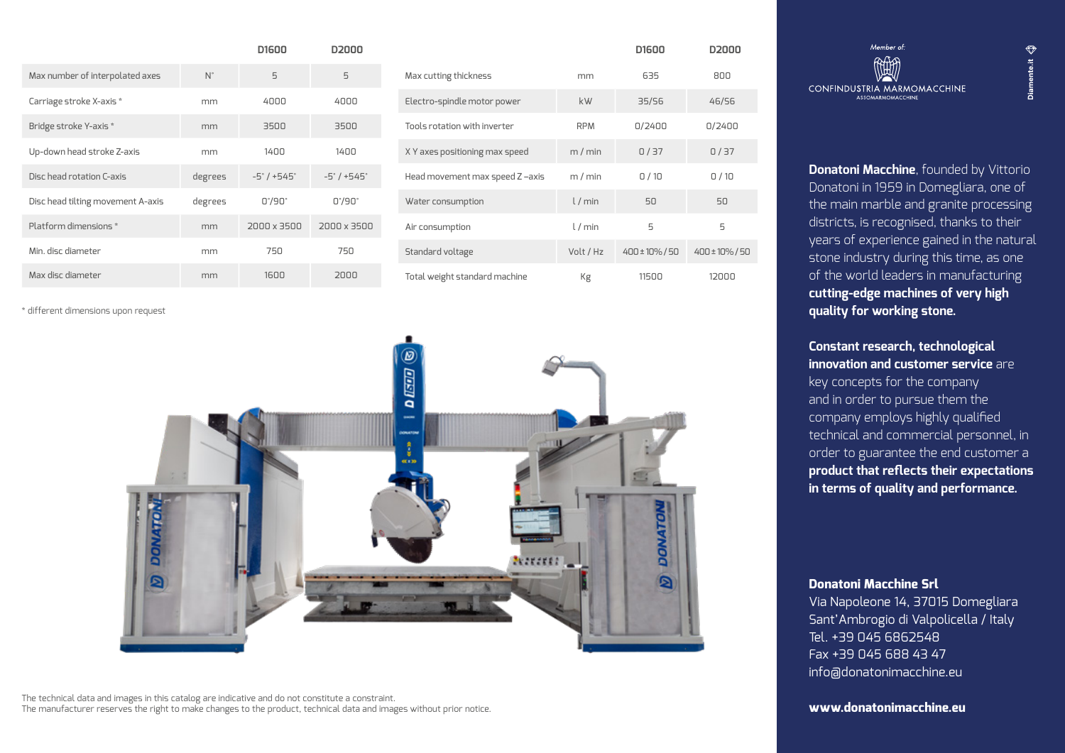| | | D1600 | D2000 |
|---|---|---|---|
| Max number of interpolated axes | N° | 5 | 5 |
| Carriage stroke X-axis * | mm | 4000 | 4000 |
| Bridge stroke Y-axis * | mm | 3500 | 3500 |
| Up-down head stroke Z-axis | mm | 1400 | 1400 |
| Disc head rotation C-axis | degrees | -5° / +545° | -5° / +545° |
| Disc head tilting movement A-axis | degrees | 0°/90° | 0°/90° |
| Platform dimensions * | mm | 2000 x 3500 | 2000 x 3500 |
| Min. disc diameter | mm | 750 | 750 |
| Max disc diameter | mm | 1600 | 2000 |

* different dimensions upon request

| | | D1600 | D2000 |
|---|---|---|---|
| Max cutting thickness | mm | 635 | 800 |
| Electro-spindle motor power | kW | 35/56 | 46/56 |
| Tools rotation with inverter | RPM | 0/2400 | 0/2400 |
| X Y axes positioning max speed | m / min | 0 / 37 | 0 / 37 |
| Head movement max speed Z –axis | m / min | 0 / 10 | 0 / 10 |
| Water consumption | l / min | 50 | 50 |
| Air consumption | l / min | 5 | 5 |
| Standard voltage | Volt / Hz | 400 ± 10% / 50 | 400 ± 10% / 50 |
| Total weight standard machine | Kg | 11500 | 12000 |

The technical data and images in this catalog are indicative and do not constitute a constraint.
The manufacturer reserves the right to make changes to the product, technical data and images without prior notice.

Member of:
CONFINDUSTRIA MARMOMACCHINE
ASSOMARMOMACCHINE

Diamente.it

**Donatoni Macchine**, founded by Vittorio Donatoni in 1959 in Domegliara, one of the main marble and granite processing districts, is recognised, thanks to their years of experience gained in the natural stone industry during this time, as one of the world leaders in manufacturing **cutting-edge machines of very high quality for working stone.**

**Constant research, technological innovation and customer service** are key concepts for the company and in order to pursue them the company employs highly qualified technical and commercial personnel, in order to guarantee the end customer a **product that reflects their expectations in terms of quality and performance.**

**Donatoni Macchine Srl**
Via Napoleone 14, 37015 Domegliara
Sant'Ambrogio di Valpolicella / Italy
Tel. +39 045 6862548
Fax +39 045 688 43 47
info@donatonimacchine.eu

**www.donatonimacchine.eu**